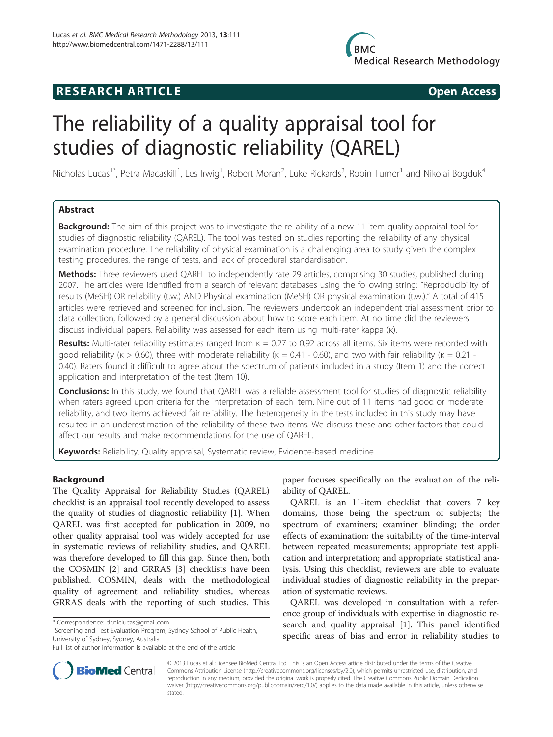RESEARCH ARTICLE **Open Access**

# The reliability of a quality appraisal tool for studies of diagnostic reliability (QAREL)

Nicholas Lucas[1*], Petra Macaskill[1], Les Irwig[1], Robert Moran[2], Luke Rickards[3], Robin Turner[1] and Nikolai Bogduk[4]

## Abstract

**Background:** The aim of this project was to investigate the reliability of a new 11-item quality appraisal tool for studies of diagnostic reliability (QAREL). The tool was tested on studies reporting the reliability of any physical examination procedure. The reliability of physical examination is a challenging area to study given the complex testing procedures, the range of tests, and lack of procedural standardisation.

**Methods:** Three reviewers used QAREL to independently rate 29 articles, comprising 30 studies, published during 2007. The articles were identified from a search of relevant databases using the following string: "Reproducibility of results (MeSH) OR reliability (t.w.) AND Physical examination (MeSH) OR physical examination (t.w.)." A total of 415 articles were retrieved and screened for inclusion. The reviewers undertook an independent trial assessment prior to data collection, followed by a general discussion about how to score each item. At no time did the reviewers discuss individual papers. Reliability was assessed for each item using multi-rater kappa (κ).

**Results:** Multi-rater reliability estimates ranged from κ = 0.27 to 0.92 across all items. Six items were recorded with good reliability (κ > 0.60), three with moderate reliability (κ = 0.41 - 0.60), and two with fair reliability (κ = 0.21 - 0.40). Raters found it difficult to agree about the spectrum of patients included in a study (Item 1) and the correct application and interpretation of the test (Item 10).

**Conclusions:** In this study, we found that QAREL was a reliable assessment tool for studies of diagnostic reliability when raters agreed upon criteria for the interpretation of each item. Nine out of 11 items had good or moderate reliability, and two items achieved fair reliability. The heterogeneity in the tests included in this study may have resulted in an underestimation of the reliability of these two items. We discuss these and other factors that could affect our results and make recommendations for the use of QAREL.

**Keywords:** Reliability, Quality appraisal, Systematic review, Evidence-based medicine

## Background

The Quality Appraisal for Reliability Studies (QAREL) checklist is an appraisal tool recently developed to assess the quality of studies of diagnostic reliability [1]. When QAREL was first accepted for publication in 2009, no other quality appraisal tool was widely accepted for use in systematic reviews of reliability studies, and QAREL was therefore developed to fill this gap. Since then, both the COSMIN [2] and GRRAS [3] checklists have been published. COSMIN, deals with the methodological quality of agreement and reliability studies, whereas GRRAS deals with the reporting of such studies. This paper focuses specifically on the evaluation of the reliability of QAREL.

QAREL is an 11-item checklist that covers 7 key domains, those being the spectrum of subjects; the spectrum of examiners; examiner blinding; the order effects of examination; the suitability of the time-interval between repeated measurements; appropriate test application and interpretation; and appropriate statistical analysis. Using this checklist, reviewers are able to evaluate individual studies of diagnostic reliability in the preparation of systematic reviews.

QAREL was developed in consultation with a reference group of individuals with expertise in diagnostic research and quality appraisal [1]. This panel identified specific areas of bias and error in reliability studies to

\* Correspondence: dr.niclucas@gmail.com
[1]Screening and Test Evaluation Program, Sydney School of Public Health, University of Sydney, Sydney, Australia
Full list of author information is available at the end of the article

© 2013 Lucas et al.; licensee BioMed Central Ltd. This is an Open Access article distributed under the terms of the Creative Commons Attribution License (http://creativecommons.org/licenses/by/2.0), which permits unrestricted use, distribution, and reproduction in any medium, provided the original work is properly cited. The Creative Commons Public Domain Dedication waiver (http://creativecommons.org/publicdomain/zero/1.0/) applies to the data made available in this article, unless otherwise stated.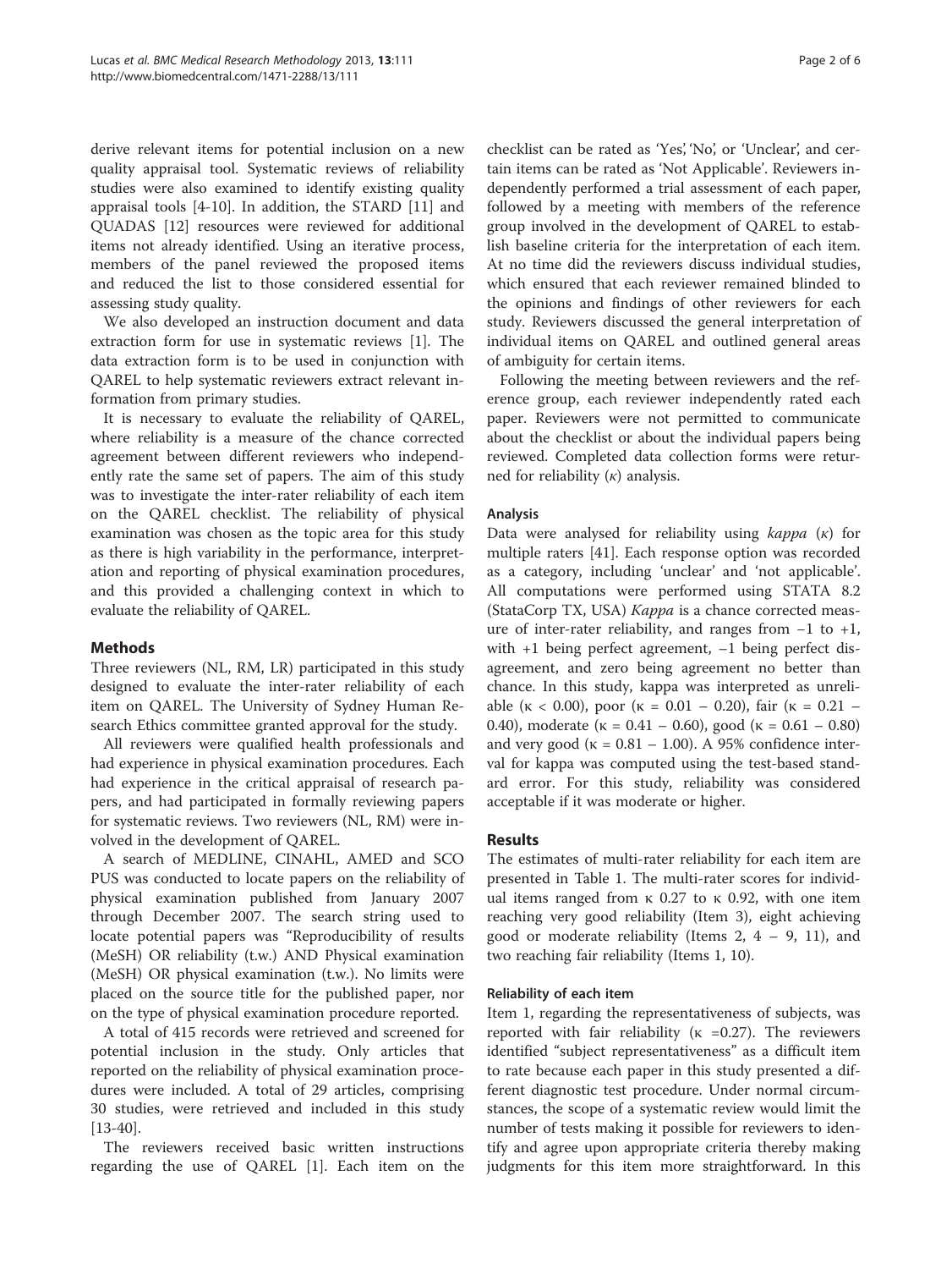derive relevant items for potential inclusion on a new quality appraisal tool. Systematic reviews of reliability studies were also examined to identify existing quality appraisal tools [4-10]. In addition, the STARD [11] and QUADAS [12] resources were reviewed for additional items not already identified. Using an iterative process, members of the panel reviewed the proposed items and reduced the list to those considered essential for assessing study quality.

We also developed an instruction document and data extraction form for use in systematic reviews [1]. The data extraction form is to be used in conjunction with QAREL to help systematic reviewers extract relevant information from primary studies.

It is necessary to evaluate the reliability of QAREL, where reliability is a measure of the chance corrected agreement between different reviewers who independently rate the same set of papers. The aim of this study was to investigate the inter-rater reliability of each item on the QAREL checklist. The reliability of physical examination was chosen as the topic area for this study as there is high variability in the performance, interpretation and reporting of physical examination procedures, and this provided a challenging context in which to evaluate the reliability of QAREL.

## Methods

Three reviewers (NL, RM, LR) participated in this study designed to evaluate the inter-rater reliability of each item on QAREL. The University of Sydney Human Research Ethics committee granted approval for the study.

All reviewers were qualified health professionals and had experience in physical examination procedures. Each had experience in the critical appraisal of research papers, and had participated in formally reviewing papers for systematic reviews. Two reviewers (NL, RM) were involved in the development of QAREL.

A search of MEDLINE, CINAHL, AMED and SCOPUS was conducted to locate papers on the reliability of physical examination published from January 2007 through December 2007. The search string used to locate potential papers was "Reproducibility of results (MeSH) OR reliability (t.w.) AND Physical examination (MeSH) OR physical examination (t.w.). No limits were placed on the source title for the published paper, nor on the type of physical examination procedure reported.

A total of 415 records were retrieved and screened for potential inclusion in the study. Only articles that reported on the reliability of physical examination procedures were included. A total of 29 articles, comprising 30 studies, were retrieved and included in this study [13-40].

The reviewers received basic written instructions regarding the use of QAREL [1]. Each item on the checklist can be rated as 'Yes', 'No', or 'Unclear', and certain items can be rated as 'Not Applicable'. Reviewers independently performed a trial assessment of each paper, followed by a meeting with members of the reference group involved in the development of QAREL to establish baseline criteria for the interpretation of each item. At no time did the reviewers discuss individual studies, which ensured that each reviewer remained blinded to the opinions and findings of other reviewers for each study. Reviewers discussed the general interpretation of individual items on QAREL and outlined general areas of ambiguity for certain items.

Following the meeting between reviewers and the reference group, each reviewer independently rated each paper. Reviewers were not permitted to communicate about the checklist or about the individual papers being reviewed. Completed data collection forms were returned for reliability ($\kappa$) analysis.

### Analysis

Data were analysed for reliability using *kappa* ($\kappa$) for multiple raters [41]. Each response option was recorded as a category, including 'unclear' and 'not applicable'. All computations were performed using STATA 8.2 (StataCorp TX, USA) *Kappa* is a chance corrected measure of inter-rater reliability, and ranges from −1 to +1, with +1 being perfect agreement, −1 being perfect disagreement, and zero being agreement no better than chance. In this study, kappa was interpreted as unreliable ($\kappa < 0.00$), poor ($\kappa = 0.01 - 0.20$), fair ($\kappa = 0.21 - 0.40$), moderate ($\kappa = 0.41 - 0.60$), good ($\kappa = 0.61 - 0.80$) and very good ($\kappa = 0.81 - 1.00$). A 95% confidence interval for kappa was computed using the test-based standard error. For this study, reliability was considered acceptable if it was moderate or higher.

## Results

The estimates of multi-rater reliability for each item are presented in Table 1. The multi-rater scores for individual items ranged from $\kappa$ 0.27 to $\kappa$ 0.92, with one item reaching very good reliability (Item 3), eight achieving good or moderate reliability (Items 2, 4 – 9, 11), and two reaching fair reliability (Items 1, 10).

### Reliability of each item

Item 1, regarding the representativeness of subjects, was reported with fair reliability ($\kappa$ =0.27). The reviewers identified "subject representativeness" as a difficult item to rate because each paper in this study presented a different diagnostic test procedure. Under normal circumstances, the scope of a systematic review would limit the number of tests making it possible for reviewers to identify and agree upon appropriate criteria thereby making judgments for this item more straightforward. In this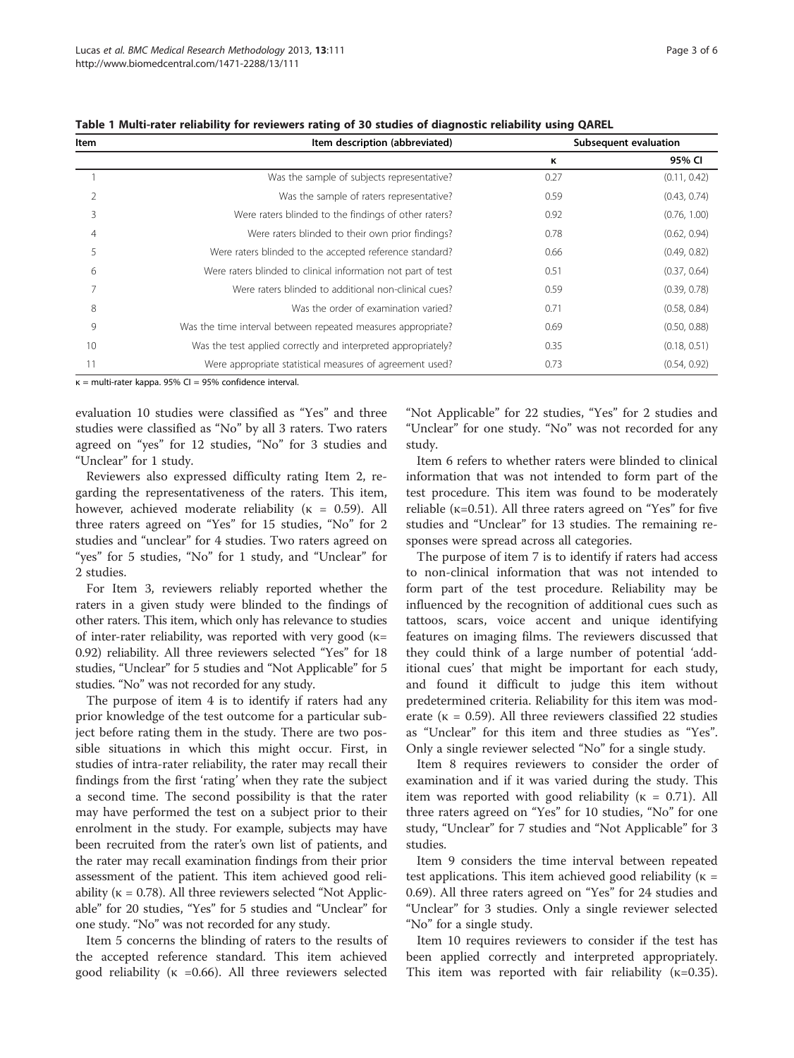**Table 1 Multi-rater reliability for reviewers rating of 30 studies of diagnostic reliability using QAREL**

| Item | Item description (abbreviated) | Subsequent evaluation | |
|---|---|---|---|
| | | κ | 95% CI |
| 1 | Was the sample of subjects representative? | 0.27 | (0.11, 0.42) |
| 2 | Was the sample of raters representative? | 0.59 | (0.43, 0.74) |
| 3 | Were raters blinded to the findings of other raters? | 0.92 | (0.76, 1.00) |
| 4 | Were raters blinded to their own prior findings? | 0.78 | (0.62, 0.94) |
| 5 | Were raters blinded to the accepted reference standard? | 0.66 | (0.49, 0.82) |
| 6 | Were raters blinded to clinical information not part of test | 0.51 | (0.37, 0.64) |
| 7 | Were raters blinded to additional non-clinical cues? | 0.59 | (0.39, 0.78) |
| 8 | Was the order of examination varied? | 0.71 | (0.58, 0.84) |
| 9 | Was the time interval between repeated measures appropriate? | 0.69 | (0.50, 0.88) |
| 10 | Was the test applied correctly and interpreted appropriately? | 0.35 | (0.18, 0.51) |
| 11 | Were appropriate statistical measures of agreement used? | 0.73 | (0.54, 0.92) |

κ = multi-rater kappa. 95% CI = 95% confidence interval.

evaluation 10 studies were classified as "Yes" and three studies were classified as "No" by all 3 raters. Two raters agreed on "yes" for 12 studies, "No" for 3 studies and "Unclear" for 1 study.

Reviewers also expressed difficulty rating Item 2, regarding the representativeness of the raters. This item, however, achieved moderate reliability (κ = 0.59). All three raters agreed on "Yes" for 15 studies, "No" for 2 studies and "unclear" for 4 studies. Two raters agreed on "yes" for 5 studies, "No" for 1 study, and "Unclear" for 2 studies.

For Item 3, reviewers reliably reported whether the raters in a given study were blinded to the findings of other raters. This item, which only has relevance to studies of inter-rater reliability, was reported with very good (κ= 0.92) reliability. All three reviewers selected "Yes" for 18 studies, "Unclear" for 5 studies and "Not Applicable" for 5 studies. "No" was not recorded for any study.

The purpose of item 4 is to identify if raters had any prior knowledge of the test outcome for a particular subject before rating them in the study. There are two possible situations in which this might occur. First, in studies of intra-rater reliability, the rater may recall their findings from the first 'rating' when they rate the subject a second time. The second possibility is that the rater may have performed the test on a subject prior to their enrolment in the study. For example, subjects may have been recruited from the rater's own list of patients, and the rater may recall examination findings from their prior assessment of the patient. This item achieved good reliability (κ = 0.78). All three reviewers selected "Not Applicable" for 20 studies, "Yes" for 5 studies and "Unclear" for one study. "No" was not recorded for any study.

Item 5 concerns the blinding of raters to the results of the accepted reference standard. This item achieved good reliability (κ =0.66). All three reviewers selected "Not Applicable" for 22 studies, "Yes" for 2 studies and "Unclear" for one study. "No" was not recorded for any study.

Item 6 refers to whether raters were blinded to clinical information that was not intended to form part of the test procedure. This item was found to be moderately reliable (κ=0.51). All three raters agreed on "Yes" for five studies and "Unclear" for 13 studies. The remaining responses were spread across all categories.

The purpose of item 7 is to identify if raters had access to non-clinical information that was not intended to form part of the test procedure. Reliability may be influenced by the recognition of additional cues such as tattoos, scars, voice accent and unique identifying features on imaging films. The reviewers discussed that they could think of a large number of potential 'additional cues' that might be important for each study, and found it difficult to judge this item without predetermined criteria. Reliability for this item was moderate (κ = 0.59). All three reviewers classified 22 studies as "Unclear" for this item and three studies as "Yes". Only a single reviewer selected "No" for a single study.

Item 8 requires reviewers to consider the order of examination and if it was varied during the study. This item was reported with good reliability (κ = 0.71). All three raters agreed on "Yes" for 10 studies, "No" for one study, "Unclear" for 7 studies and "Not Applicable" for 3 studies.

Item 9 considers the time interval between repeated test applications. This item achieved good reliability (κ = 0.69). All three raters agreed on "Yes" for 24 studies and "Unclear" for 3 studies. Only a single reviewer selected "No" for a single study.

Item 10 requires reviewers to consider if the test has been applied correctly and interpreted appropriately. This item was reported with fair reliability (κ=0.35).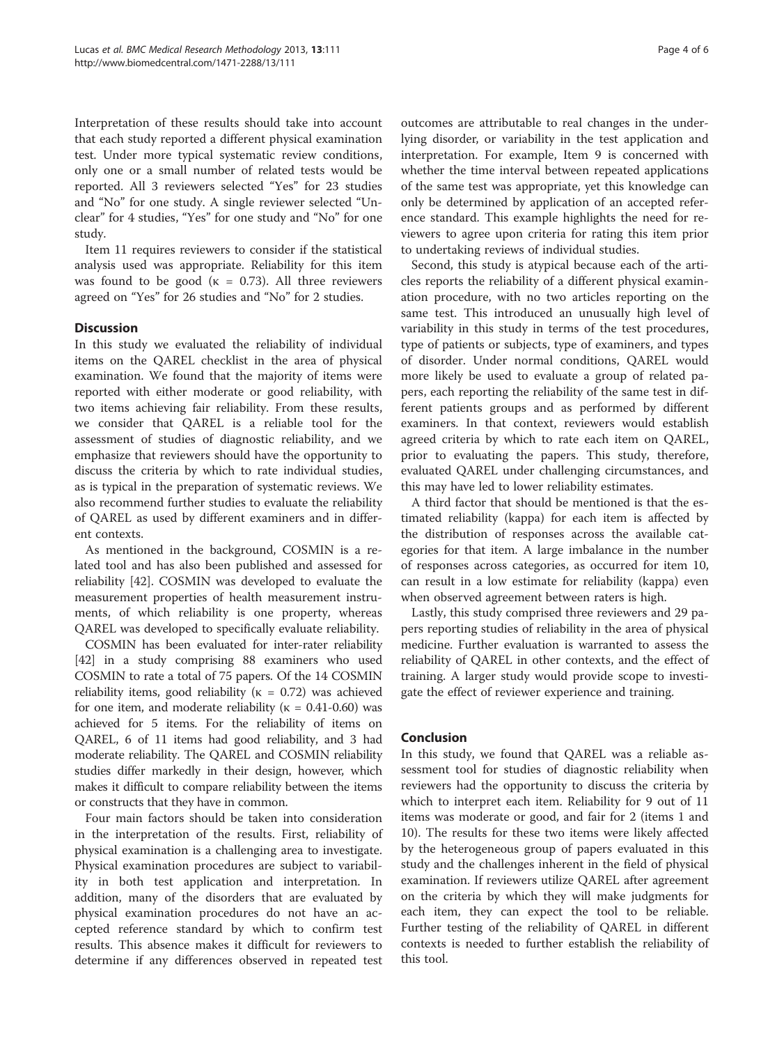Interpretation of these results should take into account that each study reported a different physical examination test. Under more typical systematic review conditions, only one or a small number of related tests would be reported. All 3 reviewers selected "Yes" for 23 studies and "No" for one study. A single reviewer selected "Unclear" for 4 studies, "Yes" for one study and "No" for one study.

Item 11 requires reviewers to consider if the statistical analysis used was appropriate. Reliability for this item was found to be good (κ = 0.73). All three reviewers agreed on "Yes" for 26 studies and "No" for 2 studies.

## Discussion

In this study we evaluated the reliability of individual items on the QAREL checklist in the area of physical examination. We found that the majority of items were reported with either moderate or good reliability, with two items achieving fair reliability. From these results, we consider that QAREL is a reliable tool for the assessment of studies of diagnostic reliability, and we emphasize that reviewers should have the opportunity to discuss the criteria by which to rate individual studies, as is typical in the preparation of systematic reviews. We also recommend further studies to evaluate the reliability of QAREL as used by different examiners and in different contexts.

As mentioned in the background, COSMIN is a related tool and has also been published and assessed for reliability [42]. COSMIN was developed to evaluate the measurement properties of health measurement instruments, of which reliability is one property, whereas QAREL was developed to specifically evaluate reliability.

COSMIN has been evaluated for inter-rater reliability [42] in a study comprising 88 examiners who used COSMIN to rate a total of 75 papers. Of the 14 COSMIN reliability items, good reliability (κ = 0.72) was achieved for one item, and moderate reliability (κ = 0.41-0.60) was achieved for 5 items. For the reliability of items on QAREL, 6 of 11 items had good reliability, and 3 had moderate reliability. The QAREL and COSMIN reliability studies differ markedly in their design, however, which makes it difficult to compare reliability between the items or constructs that they have in common.

Four main factors should be taken into consideration in the interpretation of the results. First, reliability of physical examination is a challenging area to investigate. Physical examination procedures are subject to variability in both test application and interpretation. In addition, many of the disorders that are evaluated by physical examination procedures do not have an accepted reference standard by which to confirm test results. This absence makes it difficult for reviewers to determine if any differences observed in repeated test outcomes are attributable to real changes in the underlying disorder, or variability in the test application and interpretation. For example, Item 9 is concerned with whether the time interval between repeated applications of the same test was appropriate, yet this knowledge can only be determined by application of an accepted reference standard. This example highlights the need for reviewers to agree upon criteria for rating this item prior to undertaking reviews of individual studies.

Second, this study is atypical because each of the articles reports the reliability of a different physical examination procedure, with no two articles reporting on the same test. This introduced an unusually high level of variability in this study in terms of the test procedures, type of patients or subjects, type of examiners, and types of disorder. Under normal conditions, QAREL would more likely be used to evaluate a group of related papers, each reporting the reliability of the same test in different patients groups and as performed by different examiners. In that context, reviewers would establish agreed criteria by which to rate each item on QAREL, prior to evaluating the papers. This study, therefore, evaluated QAREL under challenging circumstances, and this may have led to lower reliability estimates.

A third factor that should be mentioned is that the estimated reliability (kappa) for each item is affected by the distribution of responses across the available categories for that item. A large imbalance in the number of responses across categories, as occurred for item 10, can result in a low estimate for reliability (kappa) even when observed agreement between raters is high.

Lastly, this study comprised three reviewers and 29 papers reporting studies of reliability in the area of physical medicine. Further evaluation is warranted to assess the reliability of QAREL in other contexts, and the effect of training. A larger study would provide scope to investigate the effect of reviewer experience and training.

## Conclusion

In this study, we found that QAREL was a reliable assessment tool for studies of diagnostic reliability when reviewers had the opportunity to discuss the criteria by which to interpret each item. Reliability for 9 out of 11 items was moderate or good, and fair for 2 (items 1 and 10). The results for these two items were likely affected by the heterogeneous group of papers evaluated in this study and the challenges inherent in the field of physical examination. If reviewers utilize QAREL after agreement on the criteria by which they will make judgments for each item, they can expect the tool to be reliable. Further testing of the reliability of QAREL in different contexts is needed to further establish the reliability of this tool.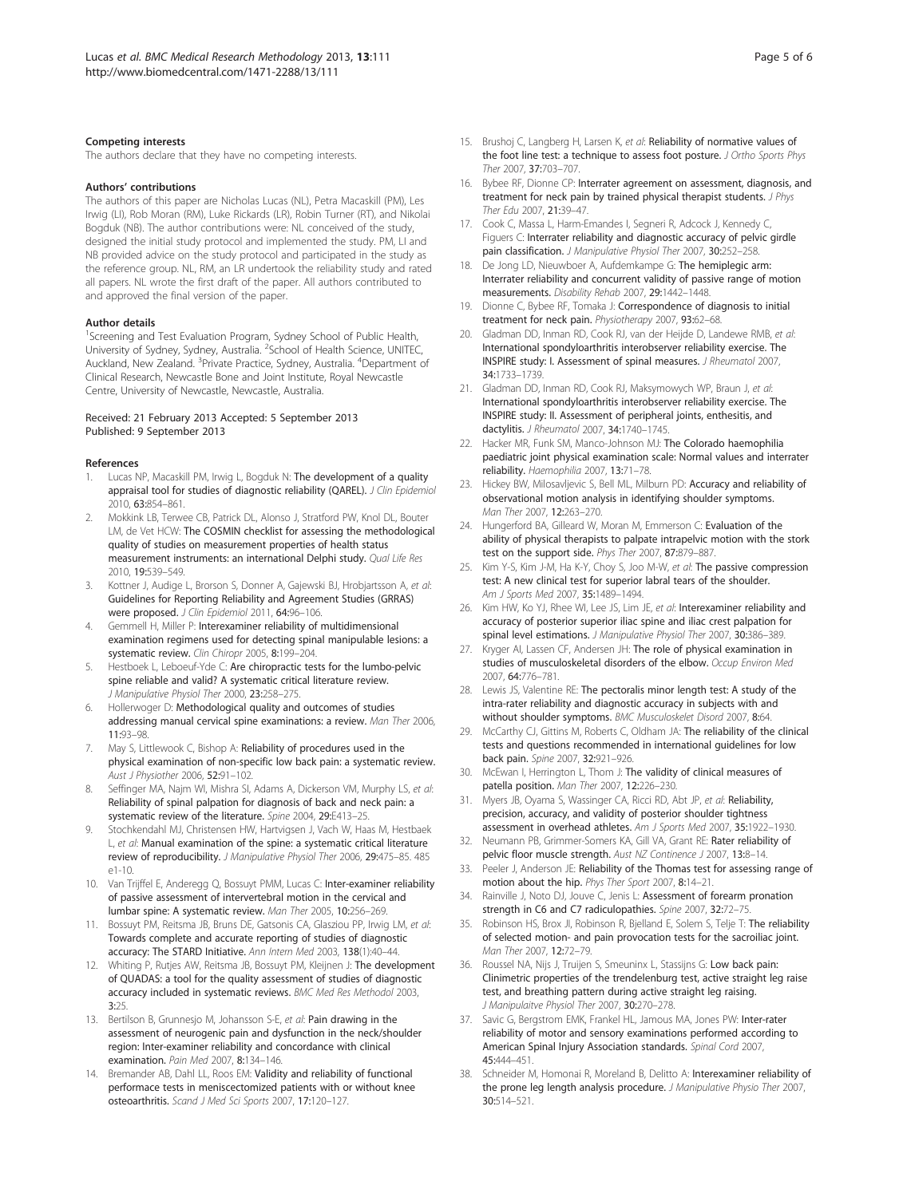### Competing interests

The authors declare that they have no competing interests.

### Authors' contributions

The authors of this paper are Nicholas Lucas (NL), Petra Macaskill (PM), Les Irwig (LI), Rob Moran (RM), Luke Rickards (LR), Robin Turner (RT), and Nikolai Bogduk (NB). The author contributions were: NL conceived of the study, designed the initial study protocol and implemented the study. PM, LI and NB provided advice on the study protocol and participated in the study as the reference group. NL, RM, an LR undertook the reliability study and rated all papers. NL wrote the first draft of the paper. All authors contributed to and approved the final version of the paper.

### Author details

[1]Screening and Test Evaluation Program, Sydney School of Public Health, University of Sydney, Sydney, Australia. [2]School of Health Science, UNITEC, Auckland, New Zealand. [3]Private Practice, Sydney, Australia. [4]Department of Clinical Research, Newcastle Bone and Joint Institute, Royal Newcastle Centre, University of Newcastle, Newcastle, Australia.

Received: 21 February 2013 Accepted: 5 September 2013
Published: 9 September 2013

### References

1. Lucas NP, Macaskill PM, Irwig L, Bogduk N: **The development of a quality appraisal tool for studies of diagnostic reliability (QAREL).** *J Clin Epidemiol* 2010, **63:**854–861.
2. Mokkink LB, Terwee CB, Patrick DL, Alonso J, Stratford PW, Knol DL, Bouter LM, de Vet HCW: **The COSMIN checklist for assessing the methodological quality of studies on measurement properties of health status measurement instruments: an international Delphi study.** *Qual Life Res* 2010, **19:**539–549.
3. Kottner J, Audige L, Brorson S, Donner A, Gajewski BJ, Hrobjartsson A, *et al*: **Guidelines for Reporting Reliability and Agreement Studies (GRRAS) were proposed.** *J Clin Epidemiol* 2011, **64:**96–106.
4. Gemmell H, Miller P: **Interexaminer reliability of multidimensional examination regimens used for detecting spinal manipulable lesions: a systematic review.** *Clin Chiropr* 2005, **8:**199–204.
5. Hestboek L, Leboeuf-Yde C: **Are chiropractic tests for the lumbo-pelvic spine reliable and valid? A systematic critical literature review.** *J Manipulative Physiol Ther* 2000, **23:**258–275.
6. Hollerwoger D: **Methodological quality and outcomes of studies addressing manual cervical spine examinations: a review.** *Man Ther* 2006, **11:**93–98.
7. May S, Littlewood C, Bishop A: **Reliability of procedures used in the physical examination of non-specific low back pain: a systematic review.** *Aust J Physiother* 2006, **52:**91–102.
8. Seffinger MA, Najm WI, Mishra SI, Adams A, Dickerson VM, Murphy LS, *et al*: **Reliability of spinal palpation for diagnosis of back and neck pain: a systematic review of the literature.** *Spine* 2004, **29:**E413–25.
9. Stochkendahl MJ, Christensen HW, Hartvigsen J, Vach W, Haas M, Hestbaek L, *et al*: **Manual examination of the spine: a systematic critical literature review of reproducibility.** *J Manipulative Physiol Ther* 2006, **29:**475–85. 485 e1-10.
10. Van Trijffel E, Anderegg Q, Bossuyt PMM, Lucas C: **Inter-examiner reliability of passive assessment of intervertebral motion in the cervical and lumbar spine: A systematic review.** *Man Ther* 2005, **10:**256–269.
11. Bossuyt PM, Reitsma JB, Bruns DE, Gatsonis CA, Glasziou PP, Irwig LM, *et al*: **Towards complete and accurate reporting of studies of diagnostic accuracy: The STARD Initiative.** *Ann Intern Med* 2003, **138**(1):40–44.
12. Whiting P, Rutjes AW, Reitsma JB, Bossuyt PM, Kleijnen J: **The development of QUADAS: a tool for the quality assessment of studies of diagnostic accuracy included in systematic reviews.** *BMC Med Res Methodol* 2003, **3:**25.
13. Bertilson B, Grunnesjo M, Johansson S-E, *et al*: **Pain drawing in the assessment of neurogenic pain and dysfunction in the neck/shoulder region: Inter-examiner reliability and concordance with clinical examination.** *Pain Med* 2007, **8:**134–146.
14. Bremander AB, Dahl LL, Roos EM: **Validity and reliability of functional performace tests in meniscectomized patients with or without knee osteoarthritis.** *Scand J Med Sci Sports* 2007, **17:**120–127.
15. Brushoj C, Langberg H, Larsen K, *et al*: **Reliability of normative values of the foot line test: a technique to assess foot posture.** *J Ortho Sports Phys Ther* 2007, **37:**703–707.
16. Bybee RF, Dionne CP: **Interrater agreement on assessment, diagnosis, and treatment for neck pain by trained physical therapist students.** *J Phys Ther Edu* 2007, **21:**39–47.
17. Cook C, Massa L, Harm-Emandes I, Segneri R, Adcock J, Kennedy C, Figuers C: **Interrater reliability and diagnostic accuracy of pelvic girdle pain classification.** *J Manipulative Physiol Ther* 2007, **30:**252–258.
18. De Jong LD, Nieuwboer A, Aufdemkampe G: **The hemiplegic arm: Interrater reliability and concurrent validity of passive range of motion measurements.** *Disability Rehab* 2007, **29:**1442–1448.
19. Dionne C, Bybee RF, Tomaka J: **Correspondence of diagnosis to initial treatment for neck pain.** *Physiotherapy* 2007, **93:**62–68.
20. Gladman DD, Inman RD, Cook RJ, van der Heijde D, Landewe RMB, *et al*: **International spondyloarthritis interobserver reliability exercise. The INSPIRE study: I. Assessment of spinal measures.** *J Rheumatol* 2007, **34:**1733–1739.
21. Gladman DD, Inman RD, Cook RJ, Maksymowych WP, Braun J, *et al*: **International spondyloarthritis interobserver reliability exercise. The INSPIRE study: II. Assessment of peripheral joints, enthesitis, and dactylitis.** *J Rheumatol* 2007, **34:**1740–1745.
22. Hacker MR, Funk SM, Manco-Johnson MJ: **The Colorado haemophilia paediatric joint physical examination scale: Normal values and interrater reliability.** *Haemophilia* 2007, **13:**71–78.
23. Hickey BW, Milosavljevic S, Bell ML, Milburn PD: **Accuracy and reliability of observational motion analysis in identifying shoulder symptoms.** *Man Ther* 2007, **12:**263–270.
24. Hungerford BA, Gilleard W, Moran M, Emmerson C: **Evaluation of the ability of physical therapists to palpate intrapelvic motion with the stork test on the support side.** *Phys Ther* 2007, **87:**879–887.
25. Kim Y-S, Kim J-M, Ha K-Y, Choy S, Joo M-W, *et al*: **The passive compression test: A new clinical test for superior labral tears of the shoulder.** *Am J Sports Med* 2007, **35:**1489–1494.
26. Kim HW, Ko YJ, Rhee WI, Lee JS, Lim JE, *et al*: **Interexaminer reliability and accuracy of posterior superior iliac spine and iliac crest palpation for spinal level estimations.** *J Manipulative Physiol Ther* 2007, **30:**386–389.
27. Kryger AI, Lassen CF, Andersen JH: **The role of physical examination in studies of musculoskeletal disorders of the elbow.** *Occup Environ Med* 2007, **64:**776–781.
28. Lewis JS, Valentine RE: **The pectoralis minor length test: A study of the intra-rater reliability and diagnostic accuracy in subjects with and without shoulder symptoms.** *BMC Musculoskelet Disord* 2007, **8:**64.
29. McCarthy CJ, Gittins M, Roberts C, Oldham JA: **The reliability of the clinical tests and questions recommended in international guidelines for low back pain.** *Spine* 2007, **32:**921–926.
30. McEwan I, Herrington L, Thom J: **The validity of clinical measures of patella position.** *Man Ther* 2007, **12:**226–230.
31. Myers JB, Oyama S, Wassinger CA, Ricci RD, Abt JP, *et al*: **Reliability, precision, accuracy, and validity of posterior shoulder tightness assessment in overhead athletes.** *Am J Sports Med* 2007, **35:**1922–1930.
32. Neumann PB, Grimmer-Somers KA, Gill VA, Grant RE: **Rater reliability of pelvic floor muscle strength.** *Aust NZ Continence J* 2007, **13:**8–14.
33. Peeler J, Anderson JE: **Reliability of the Thomas test for assessing range of motion about the hip.** *Phys Ther Sport* 2007, **8:**14–21.
34. Rainville J, Noto DJ, Jouve C, Jenis L: **Assessment of forearm pronation strength in C6 and C7 radiculopathies.** *Spine* 2007, **32:**72–75.
35. Robinson HS, Brox JI, Robinson R, Bjelland E, Solem S, Telje T: **The reliability of selected motion- and pain provocation tests for the sacroiliac joint.** *Man Ther* 2007, **12:**72–79.
36. Roussel NA, Nijs J, Truijen S, Smeuninx L, Stassijns G: **Low back pain: Clinimetric properties of the trendelenburg test, active straight leg raise test, and breathing pattern during active straight leg raising.** *J Manipulaitve Physiol Ther* 2007, **30:**270–278.
37. Savic G, Bergstrom EMK, Frankel HL, Jamous MA, Jones PW: **Inter-rater reliability of motor and sensory examinations performed according to American Spinal Injury Association standards.** *Spinal Cord* 2007, **45:**444–451.
38. Schneider M, Homonai R, Moreland B, Delitto A: **Interexaminer reliability of the prone leg length analysis procedure.** *J Manipulative Physio Ther* 2007, **30:**514–521.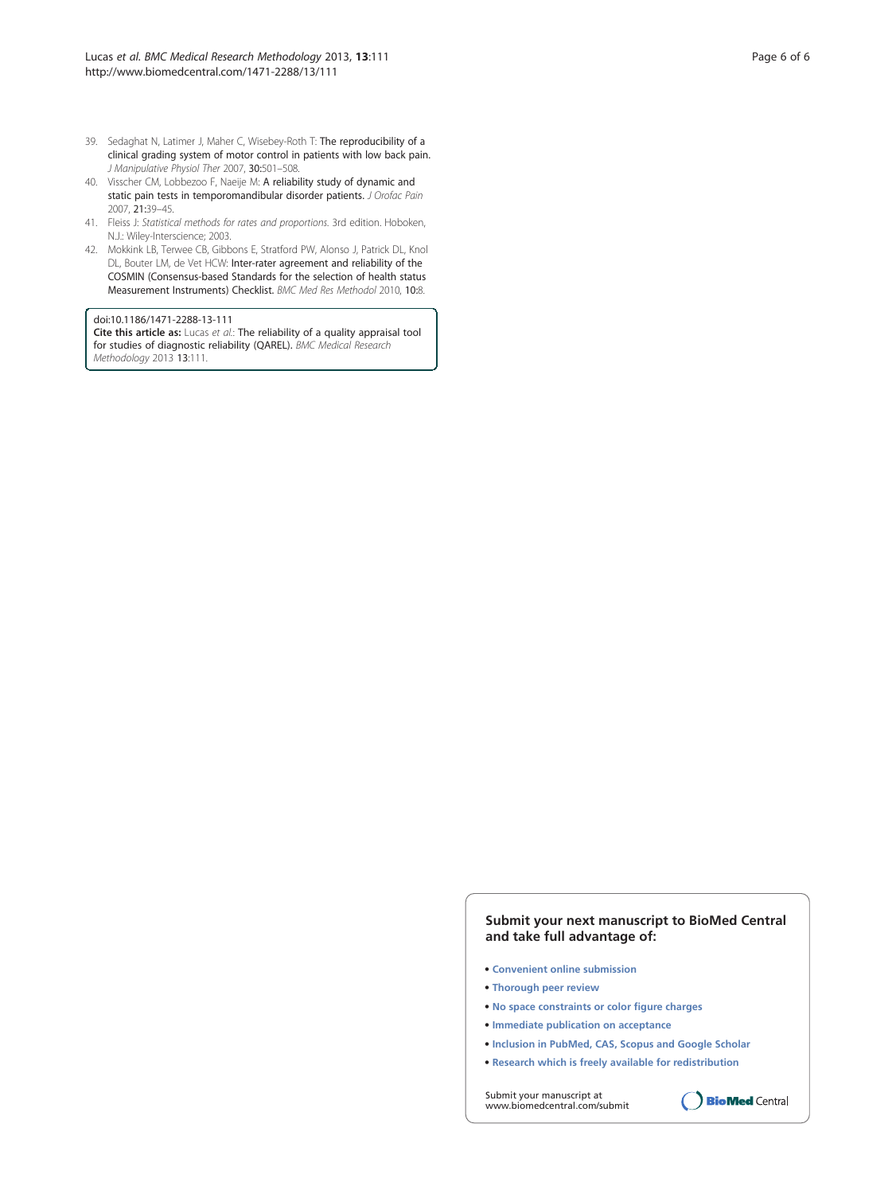39. Sedaghat N, Latimer J, Maher C, Wisebey-Roth T: **The reproducibility of a clinical grading system of motor control in patients with low back pain.** *J Manipulative Physiol Ther* 2007, **30:**501–508.
40. Visscher CM, Lobbezoo F, Naeije M: **A reliability study of dynamic and static pain tests in temporomandibular disorder patients.** *J Orofac Pain* 2007, **21:**39–45.
41. Fleiss J: *Statistical methods for rates and proportions.* 3rd edition. Hoboken, N.J.: Wiley-Interscience; 2003.
42. Mokkink LB, Terwee CB, Gibbons E, Stratford PW, Alonso J, Patrick DL, Knol DL, Bouter LM, de Vet HCW: **Inter-rater agreement and reliability of the COSMIN (Consensus-based Standards for the selection of health status Measurement Instruments) Checklist.** *BMC Med Res Methodol* 2010, **10:**8.

doi:10.1186/1471-2288-13-111

**Cite this article as:** Lucas *et al.*: The reliability of a quality appraisal tool for studies of diagnostic reliability (QAREL). *BMC Medical Research Methodology* 2013 **13**:111.

**Submit your next manuscript to BioMed Central and take full advantage of:**

- **Convenient online submission**
- **Thorough peer review**
- **No space constraints or color figure charges**
- **Immediate publication on acceptance**
- **Inclusion in PubMed, CAS, Scopus and Google Scholar**
- **Research which is freely available for redistribution**

Submit your manuscript at
www.biomedcentral.com/submit

BioMed Central